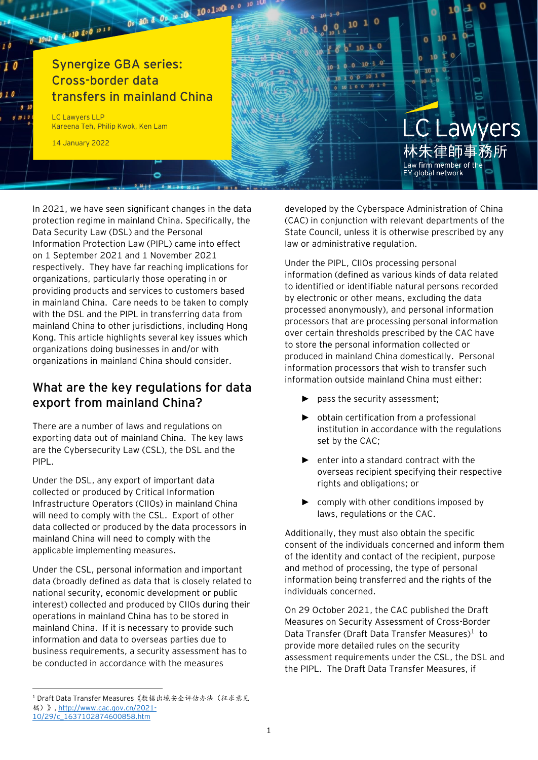# Synergize GBA series: Cross-border data transfers in mainland China

LC Lawyers LLP
Kareena Teh, Philip Kwok, Ken Lam

14 January 2022

LC Lawyers
林朱律師事務所
Law firm member of the EY global network

In 2021, we have seen significant changes in the data protection regime in mainland China. Specifically, the Data Security Law (DSL) and the Personal Information Protection Law (PIPL) came into effect on 1 September 2021 and 1 November 2021 respectively. They have far reaching implications for organizations, particularly those operating in or providing products and services to customers based in mainland China. Care needs to be taken to comply with the DSL and the PIPL in transferring data from mainland China to other jurisdictions, including Hong Kong. This article highlights several key issues which organizations doing businesses in and/or with organizations in mainland China should consider.

## What are the key regulations for data export from mainland China?

There are a number of laws and regulations on exporting data out of mainland China. The key laws are the Cybersecurity Law (CSL), the DSL and the PIPL.

Under the DSL, any export of important data collected or produced by Critical Information Infrastructure Operators (CIIOs) in mainland China will need to comply with the CSL. Export of other data collected or produced by the data processors in mainland China will need to comply with the applicable implementing measures.

Under the CSL, personal information and important data (broadly defined as data that is closely related to national security, economic development or public interest) collected and produced by CIIOs during their operations in mainland China has to be stored in mainland China. If it is necessary to provide such information and data to overseas parties due to business requirements, a security assessment has to be conducted in accordance with the measures developed by the Cyberspace Administration of China (CAC) in conjunction with relevant departments of the State Council, unless it is otherwise prescribed by any law or administrative regulation.

Under the PIPL, CIIOs processing personal information (defined as various kinds of data related to identified or identifiable natural persons recorded by electronic or other means, excluding the data processed anonymously), and personal information processors that are processing personal information over certain thresholds prescribed by the CAC have to store the personal information collected or produced in mainland China domestically. Personal information processors that wish to transfer such information outside mainland China must either:

- pass the security assessment;
- obtain certification from a professional institution in accordance with the regulations set by the CAC;
- enter into a standard contract with the overseas recipient specifying their respective rights and obligations; or
- comply with other conditions imposed by laws, regulations or the CAC.

Additionally, they must also obtain the specific consent of the individuals concerned and inform them of the identity and contact of the recipient, purpose and method of processing, the type of personal information being transferred and the rights of the individuals concerned.

On 29 October 2021, the CAC published the Draft Measures on Security Assessment of Cross-Border Data Transfer (Draft Data Transfer Measures)[1] to provide more detailed rules on the security assessment requirements under the CSL, the DSL and the PIPL. The Draft Data Transfer Measures, if

---

[1] Draft Data Transfer Measures《数据出境安全评估办法（征求意见稿）》, http://www.cac.gov.cn/2021-10/29/c_1637102874600858.htm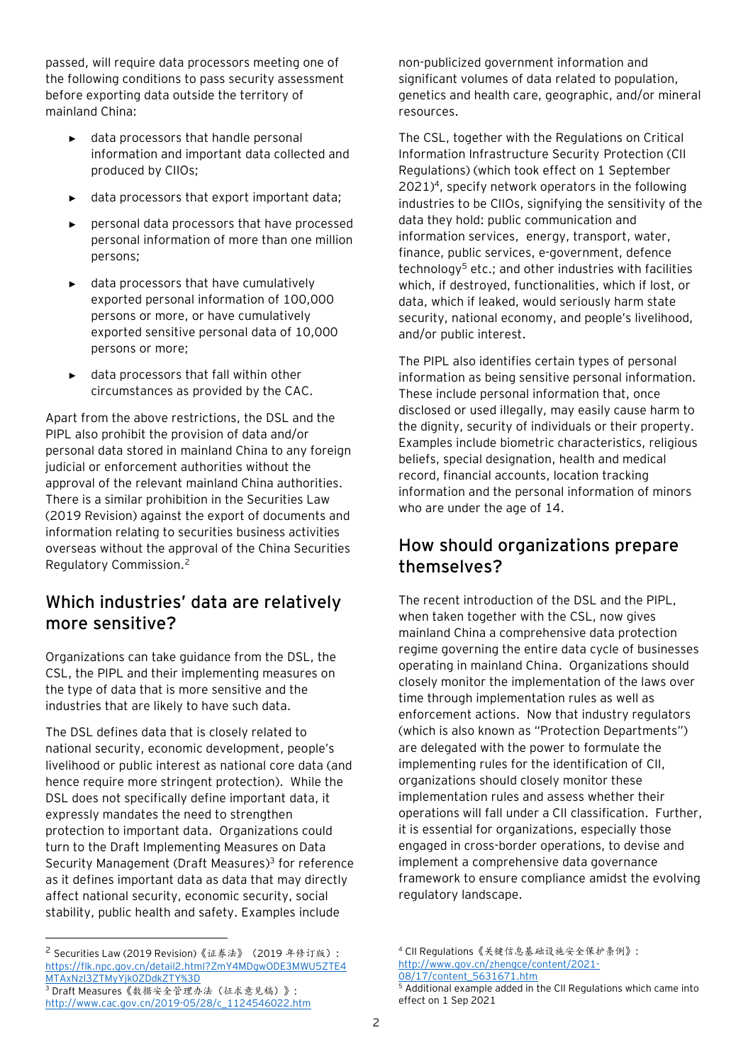passed, will require data processors meeting one of the following conditions to pass security assessment before exporting data outside the territory of mainland China:

- data processors that handle personal information and important data collected and produced by CIIOs;
- data processors that export important data;
- personal data processors that have processed personal information of more than one million persons;
- data processors that have cumulatively exported personal information of 100,000 persons or more, or have cumulatively exported sensitive personal data of 10,000 persons or more;
- data processors that fall within other circumstances as provided by the CAC.

Apart from the above restrictions, the DSL and the PIPL also prohibit the provision of data and/or personal data stored in mainland China to any foreign judicial or enforcement authorities without the approval of the relevant mainland China authorities. There is a similar prohibition in the Securities Law (2019 Revision) against the export of documents and information relating to securities business activities overseas without the approval of the China Securities Regulatory Commission.[2]

## Which industries' data are relatively more sensitive?

Organizations can take guidance from the DSL, the CSL, the PIPL and their implementing measures on the type of data that is more sensitive and the industries that are likely to have such data.

The DSL defines data that is closely related to national security, economic development, people's livelihood or public interest as national core data (and hence require more stringent protection). While the DSL does not specifically define important data, it expressly mandates the need to strengthen protection to important data. Organizations could turn to the Draft Implementing Measures on Data Security Management (Draft Measures)[3] for reference as it defines important data as data that may directly affect national security, economic security, social stability, public health and safety. Examples include non-publicized government information and significant volumes of data related to population, genetics and health care, geographic, and/or mineral resources.

The CSL, together with the Regulations on Critical Information Infrastructure Security Protection (CII Regulations) (which took effect on 1 September 2021)[4], specify network operators in the following industries to be CIIOs, signifying the sensitivity of the data they hold: public communication and information services, energy, transport, water, finance, public services, e-government, defence technology[5] etc.; and other industries with facilities which, if destroyed, functionalities, which if lost, or data, which if leaked, would seriously harm state security, national economy, and people's livelihood, and/or public interest.

The PIPL also identifies certain types of personal information as being sensitive personal information. These include personal information that, once disclosed or used illegally, may easily cause harm to the dignity, security of individuals or their property. Examples include biometric characteristics, religious beliefs, special designation, health and medical record, financial accounts, location tracking information and the personal information of minors who are under the age of 14.

## How should organizations prepare themselves?

The recent introduction of the DSL and the PIPL, when taken together with the CSL, now gives mainland China a comprehensive data protection regime governing the entire data cycle of businesses operating in mainland China. Organizations should closely monitor the implementation of the laws over time through implementation rules as well as enforcement actions. Now that industry regulators (which is also known as "Protection Departments") are delegated with the power to formulate the implementing rules for the identification of CII, organizations should closely monitor these implementation rules and assess whether their operations will fall under a CII classification. Further, it is essential for organizations, especially those engaged in cross-border operations, to devise and implement a comprehensive data governance framework to ensure compliance amidst the evolving regulatory landscape.

---

[2] Securities Law (2019 Revision)《证券法》（2019 年修订版）: https://flk.npc.gov.cn/detail2.html?ZmY4MDgwODE3MWU5ZTE4MTAxNzI3ZTMyYjk0ZDdkZTY%3D

[3] Draft Measures《数据安全管理办法（征求意见稿）》: http://www.cac.gov.cn/2019-05/28/c_1124546022.htm

[4] CII Regulations《关键信息基础设施安全保护条例》: http://www.gov.cn/zhengce/content/2021-08/17/content_5631671.htm

[5] Additional example added in the CII Regulations which came into effect on 1 Sep 2021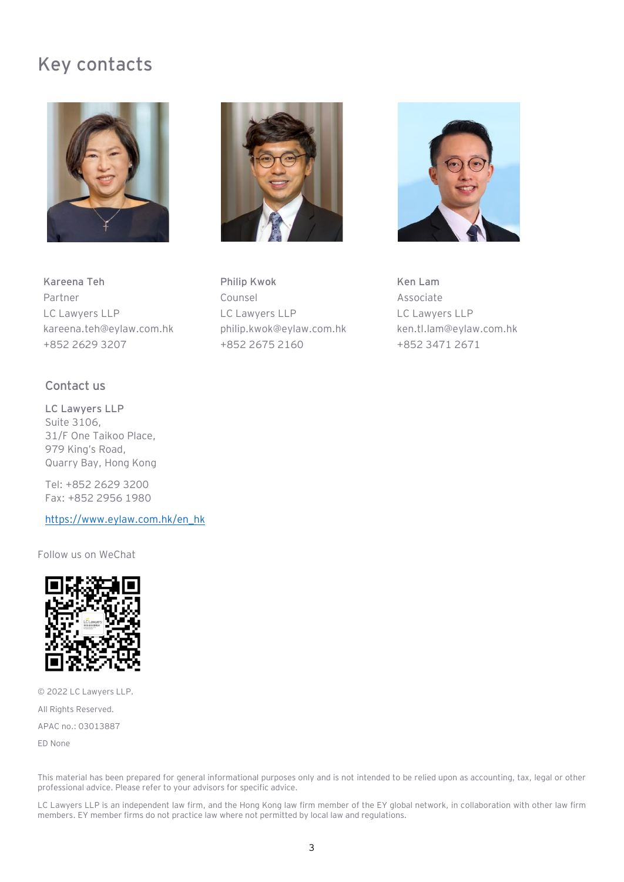# Key contacts

**Kareena Teh**
Partner
LC Lawyers LLP
kareena.teh@eylaw.com.hk
+852 2629 3207

**Philip Kwok**
Counsel
LC Lawyers LLP
philip.kwok@eylaw.com.hk
+852 2675 2160

**Ken Lam**
Associate
LC Lawyers LLP
ken.tl.lam@eylaw.com.hk
+852 3471 2671

## Contact us

**LC Lawyers LLP**
Suite 3106,
31/F One Taikoo Place,
979 King's Road,
Quarry Bay, Hong Kong

Tel: +852 2629 3200
Fax: +852 2956 1980

[https://www.eylaw.com.hk/en_hk](https://www.eylaw.com.hk/en_hk)

Follow us on WeChat

© 2022 LC Lawyers LLP.

All Rights Reserved.

APAC no.: 03013887

ED None

This material has been prepared for general informational purposes only and is not intended to be relied upon as accounting, tax, legal or other professional advice. Please refer to your advisors for specific advice.

LC Lawyers LLP is an independent law firm, and the Hong Kong law firm member of the EY global network, in collaboration with other law firm members. EY member firms do not practice law where not permitted by local law and regulations.